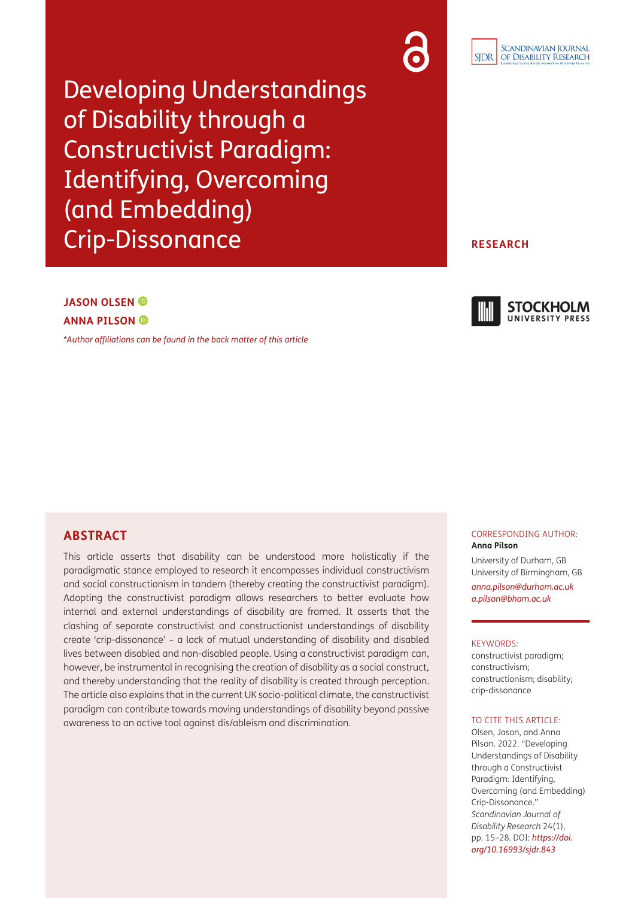# Developing Understandings of Disability through a Constructivist Paradigm: Identifying, Overcoming (and Embedding) Crip-Dissonance

**RESEARCH**

**JASON OLSEN**

**ANNA PILSON**

*\*Author affiliations can be found in the back matter of this article*

## ABSTRACT

This article asserts that disability can be understood more holistically if the paradigmatic stance employed to research it encompasses individual constructivism and social constructionism in tandem (thereby creating the constructivist paradigm). Adopting the constructivist paradigm allows researchers to better evaluate how internal and external understandings of disability are framed. It asserts that the clashing of separate constructivist and constructionist understandings of disability create 'crip-dissonance' – a lack of mutual understanding of disability and disabled lives between disabled and non-disabled people. Using a constructivist paradigm can, however, be instrumental in recognising the creation of disability as a social construct, and thereby understanding that the reality of disability is created through perception. The article also explains that in the current UK socio-political climate, the constructivist paradigm can contribute towards moving understandings of disability beyond passive awareness to an active tool against dis/ableism and discrimination.

CORRESPONDING AUTHOR:

**Anna Pilson**

University of Durham, GB

University of Birmingham, GB

*anna.pilson@durham.ac.uk*

*a.pilson@bham.ac.uk*

KEYWORDS:

constructivist paradigm; constructivism; constructionism; disability; crip-dissonance

TO CITE THIS ARTICLE:

Olsen, Jason, and Anna Pilson. 2022. "Developing Understandings of Disability through a Constructivist Paradigm: Identifying, Overcoming (and Embedding) Crip-Dissonance." *Scandinavian Journal of Disability Research* 24(1), pp. 15–28. DOI: *https://doi.org/10.16993/sjdr.843*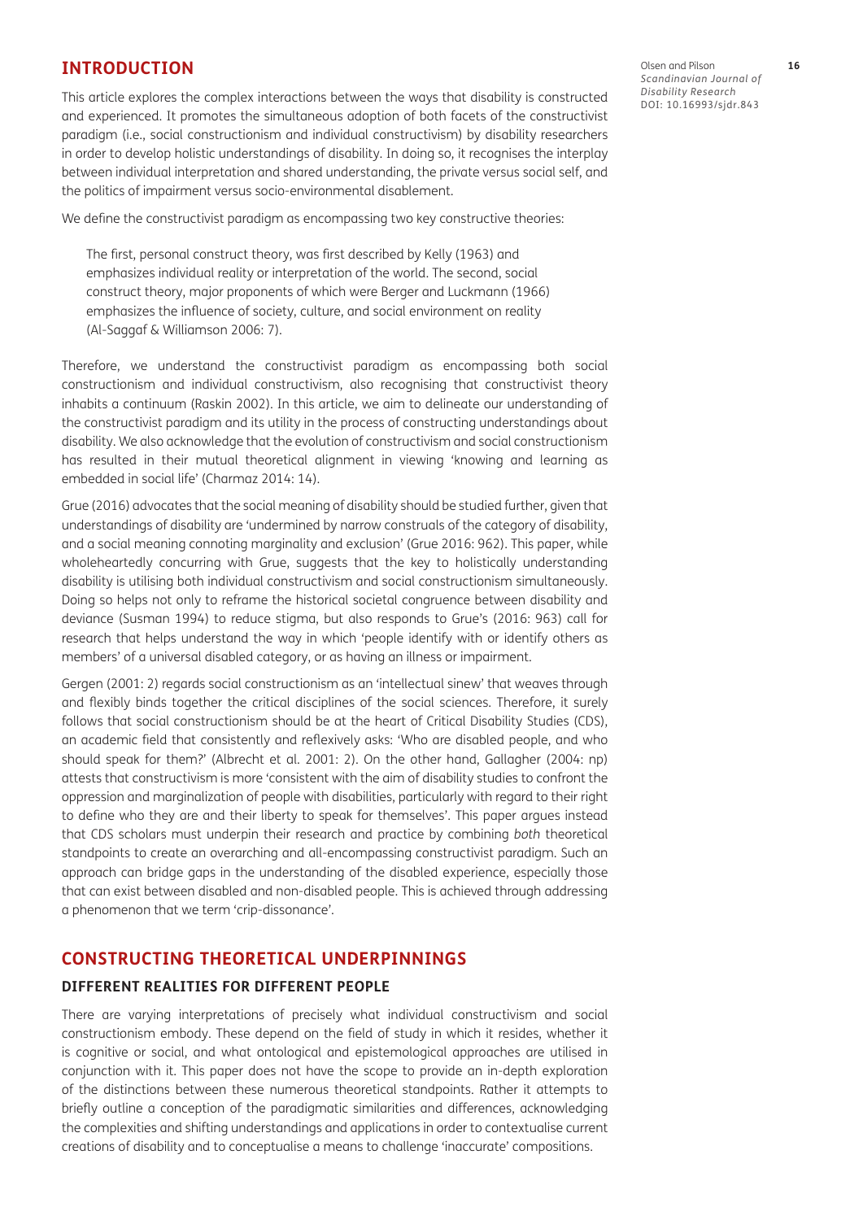## INTRODUCTION

This article explores the complex interactions between the ways that disability is constructed and experienced. It promotes the simultaneous adoption of both facets of the constructivist paradigm (i.e., social constructionism and individual constructivism) by disability researchers in order to develop holistic understandings of disability. In doing so, it recognises the interplay between individual interpretation and shared understanding, the private versus social self, and the politics of impairment versus socio-environmental disablement.

We define the constructivist paradigm as encompassing two key constructive theories:

> The first, personal construct theory, was first described by Kelly (1963) and emphasizes individual reality or interpretation of the world. The second, social construct theory, major proponents of which were Berger and Luckmann (1966) emphasizes the influence of society, culture, and social environment on reality (Al-Saggaf & Williamson 2006: 7).

Therefore, we understand the constructivist paradigm as encompassing both social constructionism and individual constructivism, also recognising that constructivist theory inhabits a continuum (Raskin 2002). In this article, we aim to delineate our understanding of the constructivist paradigm and its utility in the process of constructing understandings about disability. We also acknowledge that the evolution of constructivism and social constructionism has resulted in their mutual theoretical alignment in viewing 'knowing and learning as embedded in social life' (Charmaz 2014: 14).

Grue (2016) advocates that the social meaning of disability should be studied further, given that understandings of disability are 'undermined by narrow construals of the category of disability, and a social meaning connoting marginality and exclusion' (Grue 2016: 962). This paper, while wholeheartedly concurring with Grue, suggests that the key to holistically understanding disability is utilising both individual constructivism and social constructionism simultaneously. Doing so helps not only to reframe the historical societal congruence between disability and deviance (Susman 1994) to reduce stigma, but also responds to Grue's (2016: 963) call for research that helps understand the way in which 'people identify with or identify others as members' of a universal disabled category, or as having an illness or impairment.

Gergen (2001: 2) regards social constructionism as an 'intellectual sinew' that weaves through and flexibly binds together the critical disciplines of the social sciences. Therefore, it surely follows that social constructionism should be at the heart of Critical Disability Studies (CDS), an academic field that consistently and reflexively asks: 'Who are disabled people, and who should speak for them?' (Albrecht et al. 2001: 2). On the other hand, Gallagher (2004: np) attests that constructivism is more 'consistent with the aim of disability studies to confront the oppression and marginalization of people with disabilities, particularly with regard to their right to define who they are and their liberty to speak for themselves'. This paper argues instead that CDS scholars must underpin their research and practice by combining *both* theoretical standpoints to create an overarching and all-encompassing constructivist paradigm. Such an approach can bridge gaps in the understanding of the disabled experience, especially those that can exist between disabled and non-disabled people. This is achieved through addressing a phenomenon that we term 'crip-dissonance'.

## CONSTRUCTING THEORETICAL UNDERPINNINGS

### DIFFERENT REALITIES FOR DIFFERENT PEOPLE

There are varying interpretations of precisely what individual constructivism and social constructionism embody. These depend on the field of study in which it resides, whether it is cognitive or social, and what ontological and epistemological approaches are utilised in conjunction with it. This paper does not have the scope to provide an in-depth exploration of the distinctions between these numerous theoretical standpoints. Rather it attempts to briefly outline a conception of the paradigmatic similarities and differences, acknowledging the complexities and shifting understandings and applications in order to contextualise current creations of disability and to conceptualise a means to challenge 'inaccurate' compositions.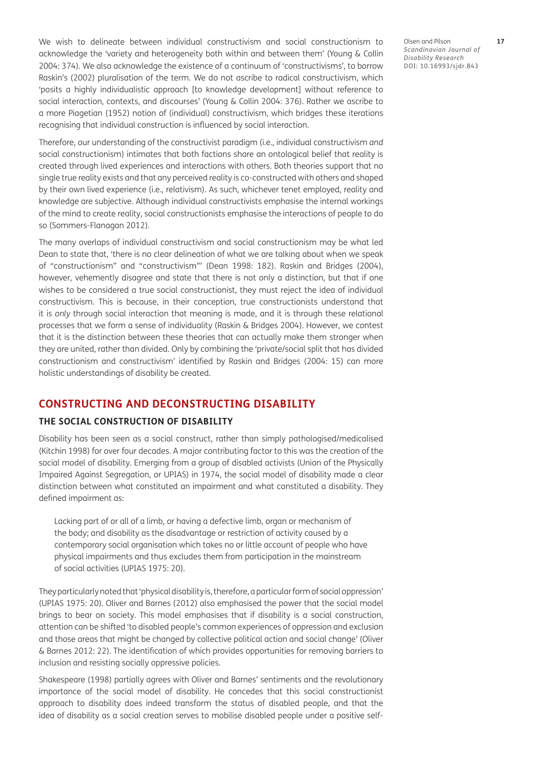We wish to delineate between individual constructivism and social constructionism to acknowledge the 'variety and heterogeneity both within and between them' (Young & Collin 2004: 374). We also acknowledge the existence of a continuum of 'constructivisms', to borrow Raskin's (2002) pluralisation of the term. We do not ascribe to radical constructivism, which 'posits a highly individualistic approach [to knowledge development] without reference to social interaction, contexts, and discourses' (Young & Collin 2004: 376). Rather we ascribe to a more Piagetian (1952) notion of (individual) constructivism, which bridges these iterations recognising that individual construction is influenced by social interaction.

Therefore, our understanding of the constructivist paradigm (i.e., individual constructivism *and* social constructionism) intimates that both factions share an ontological belief that reality is created through lived experiences and interactions with others. Both theories support that no single true reality exists and that any perceived reality is co-constructed with others and shaped by their own lived experience (i.e., relativism). As such, whichever tenet employed, reality and knowledge are subjective. Although individual constructivists emphasise the internal workings of the mind to create reality, social constructionists emphasise the interactions of people to do so (Sommers-Flanagan 2012).

The many overlaps of individual constructivism and social constructionism may be what led Dean to state that, 'there is no clear delineation of what we are talking about when we speak of "constructionism" and "constructivism"' (Dean 1998: 182). Raskin and Bridges (2004), however, vehemently disagree and state that there is not only a distinction, but that if one wishes to be considered a true social constructionist, they must reject the idea of individual constructivism. This is because, in their conception, true constructionists understand that it is *only* through social interaction that meaning is made, and it is through these relational processes that we form a sense of individuality (Raskin & Bridges 2004). However, we contest that it is the distinction between these theories that can actually make them stronger when they are united, rather than divided. Only by combining the 'private/social split that has divided constructionism and constructivism' identified by Raskin and Bridges (2004: 15) can more holistic understandings of disability be created.

## CONSTRUCTING AND DECONSTRUCTING DISABILITY

### THE SOCIAL CONSTRUCTION OF DISABILITY

Disability has been seen as a social construct, rather than simply pathologised/medicalised (Kitchin 1998) for over four decades. A major contributing factor to this was the creation of the social model of disability. Emerging from a group of disabled activists (Union of the Physically Impaired Against Segregation, or UPIAS) in 1974, the social model of disability made a clear distinction between what constituted an impairment and what constituted a disability. They defined impairment as:

> Lacking part of or all of a limb, or having a defective limb, organ or mechanism of the body; and disability as the disadvantage or restriction of activity caused by a contemporary social organisation which takes no or little account of people who have physical impairments and thus excludes them from participation in the mainstream of social activities (UPIAS 1975: 20).

They particularly noted that 'physical disability is, therefore, a particular form of social oppression' (UPIAS 1975: 20). Oliver and Barnes (2012) also emphasised the power that the social model brings to bear on society. This model emphasises that if disability is a social construction, attention can be shifted 'to disabled people's common experiences of oppression and exclusion and those areas that might be changed by collective political action and social change' (Oliver & Barnes 2012: 22). The identification of which provides opportunities for removing barriers to inclusion and resisting socially oppressive policies.

Shakespeare (1998) partially agrees with Oliver and Barnes' sentiments and the revolutionary importance of the social model of disability. He concedes that this social constructionist approach to disability does indeed transform the status of disabled people, and that the idea of disability as a social creation serves to mobilise disabled people under a positive self-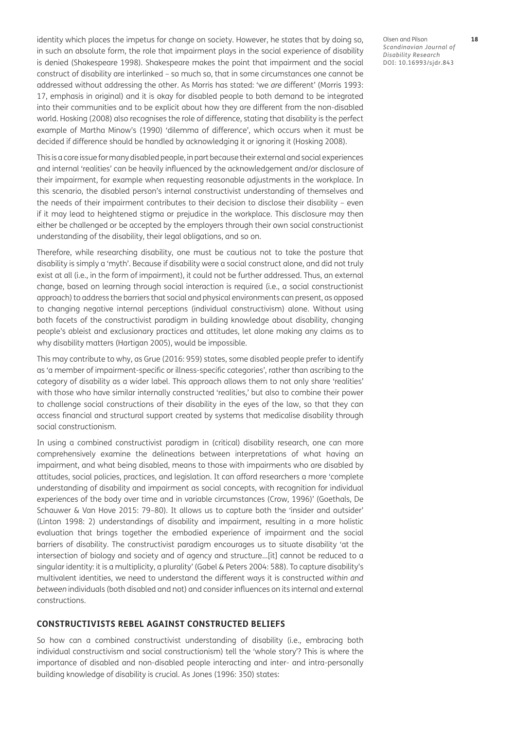identity which places the impetus for change on society. However, he states that by doing so, in such an absolute form, the role that impairment plays in the social experience of disability is denied (Shakespeare 1998). Shakespeare makes the point that impairment and the social construct of disability are interlinked – so much so, that in some circumstances one cannot be addressed without addressing the other. As Morris has stated: 'we *are* different' (Morris 1993: 17, emphasis in original) and it is okay for disabled people to both demand to be integrated into their communities and to be explicit about how they are different from the non-disabled world. Hosking (2008) also recognises the role of difference, stating that disability is the perfect example of Martha Minow's (1990) 'dilemma of difference', which occurs when it must be decided if difference should be handled by acknowledging it or ignoring it (Hosking 2008).

This is a core issue for many disabled people, in part because their external and social experiences and internal 'realities' can be heavily influenced by the acknowledgement and/or disclosure of their impairment, for example when requesting reasonable adjustments in the workplace. In this scenario, the disabled person's internal constructivist understanding of themselves and the needs of their impairment contributes to their decision to disclose their disability – even if it may lead to heightened stigma or prejudice in the workplace. This disclosure may then either be challenged or be accepted by the employers through their own social constructionist understanding of the disability, their legal obligations, and so on.

Therefore, while researching disability, one must be cautious not to take the posture that disability is simply a 'myth'. Because if disability were a social construct alone, and did not truly exist at all (i.e., in the form of impairment), it could not be further addressed. Thus, an external change, based on learning through social interaction is required (i.e., a social constructionist approach) to address the barriers that social and physical environments can present, as opposed to changing negative internal perceptions (individual constructivism) alone. Without using both facets of the constructivist paradigm in building knowledge about disability, changing people's ableist and exclusionary practices and attitudes, let alone making any claims as to why disability matters (Hartigan 2005), would be impossible.

This may contribute to why, as Grue (2016: 959) states, some disabled people prefer to identify as 'a member of impairment-specific or illness-specific categories', rather than ascribing to the category of disability as a wider label. This approach allows them to not only share 'realities' with those who have similar internally constructed 'realities,' but also to combine their power to challenge social constructions of their disability in the eyes of the law, so that they can access financial and structural support created by systems that medicalise disability through social constructionism.

In using a combined constructivist paradigm in (critical) disability research, one can more comprehensively examine the delineations between interpretations of what having an impairment, and what being disabled, means to those with impairments who are disabled by attitudes, social policies, practices, and legislation. It can afford researchers a more 'complete understanding of disability and impairment as social concepts, with recognition for individual experiences of the body over time and in variable circumstances (Crow, 1996)' (Goethals, De Schauwer & Van Hove 2015: 79–80). It allows us to capture both the 'insider and outsider' (Linton 1998: 2) understandings of disability and impairment, resulting in a more holistic evaluation that brings together the embodied experience of impairment and the social barriers of disability. The constructivist paradigm encourages us to situate disability 'at the intersection of biology and society and of agency and structure…[it] cannot be reduced to a singular identity: it is a multiplicity, a plurality' (Gabel & Peters 2004: 588). To capture disability's multivalent identities, we need to understand the different ways it is constructed *within and between* individuals (both disabled and not) and consider influences on its internal and external constructions.

## CONSTRUCTIVISTS REBEL AGAINST CONSTRUCTED BELIEFS

So how can a combined constructivist understanding of disability (i.e., embracing both individual constructivism and social constructionism) tell the 'whole story'? This is where the importance of disabled and non-disabled people interacting and inter- and intra-personally building knowledge of disability is crucial. As Jones (1996: 350) states: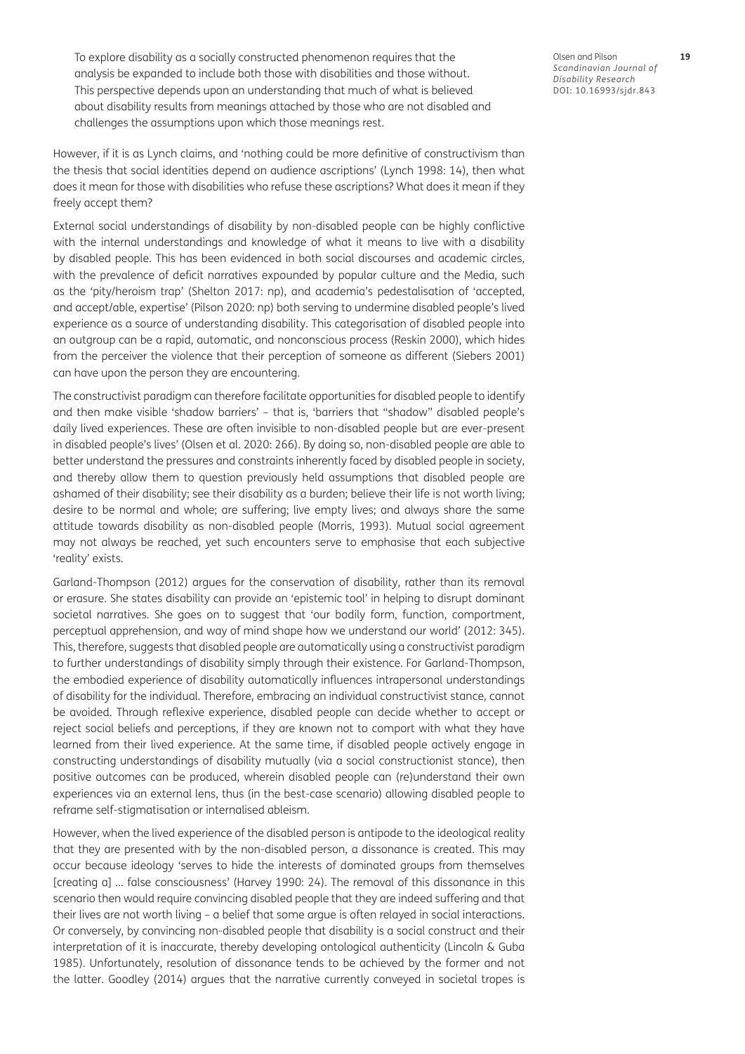> To explore disability as a socially constructed phenomenon requires that the analysis be expanded to include both those with disabilities and those without. This perspective depends upon an understanding that much of what is believed about disability results from meanings attached by those who are not disabled and challenges the assumptions upon which those meanings rest.

However, if it is as Lynch claims, and 'nothing could be more definitive of constructivism than the thesis that social identities depend on audience ascriptions' (Lynch 1998: 14), then what does it mean for those with disabilities who refuse these ascriptions? What does it mean if they freely accept them?

External social understandings of disability by non-disabled people can be highly conflictive with the internal understandings and knowledge of what it means to live with a disability by disabled people. This has been evidenced in both social discourses and academic circles, with the prevalence of deficit narratives expounded by popular culture and the Media, such as the 'pity/heroism trap' (Shelton 2017: np), and academia's pedestalisation of 'accepted, and accept/able, expertise' (Pilson 2020: np) both serving to undermine disabled people's lived experience as a source of understanding disability. This categorisation of disabled people into an outgroup can be a rapid, automatic, and nonconscious process (Reskin 2000), which hides from the perceiver the violence that their perception of someone as different (Siebers 2001) can have upon the person they are encountering.

The constructivist paradigm can therefore facilitate opportunities for disabled people to identify and then make visible 'shadow barriers' – that is, 'barriers that "shadow" disabled people's daily lived experiences. These are often invisible to non-disabled people but are ever-present in disabled people's lives' (Olsen et al. 2020: 266). By doing so, non-disabled people are able to better understand the pressures and constraints inherently faced by disabled people in society, and thereby allow them to question previously held assumptions that disabled people are ashamed of their disability; see their disability as a burden; believe their life is not worth living; desire to be normal and whole; are suffering; live empty lives; and always share the same attitude towards disability as non-disabled people (Morris, 1993). Mutual social agreement may not always be reached, yet such encounters serve to emphasise that each subjective 'reality' exists.

Garland-Thompson (2012) argues for the conservation of disability, rather than its removal or erasure. She states disability can provide an 'epistemic tool' in helping to disrupt dominant societal narratives. She goes on to suggest that 'our bodily form, function, comportment, perceptual apprehension, and way of mind shape how we understand our world' (2012: 345). This, therefore, suggests that disabled people are automatically using a constructivist paradigm to further understandings of disability simply through their existence. For Garland-Thompson, the embodied experience of disability automatically influences intrapersonal understandings of disability for the individual. Therefore, embracing an individual constructivist stance, cannot be avoided. Through reflexive experience, disabled people can decide whether to accept or reject social beliefs and perceptions, if they are known not to comport with what they have learned from their lived experience. At the same time, if disabled people actively engage in constructing understandings of disability mutually (via a social constructionist stance), then positive outcomes can be produced, wherein disabled people can (re)understand their own experiences via an external lens, thus (in the best-case scenario) allowing disabled people to reframe self-stigmatisation or internalised ableism.

However, when the lived experience of the disabled person is antipode to the ideological reality that they are presented with by the non-disabled person, a dissonance is created. This may occur because ideology 'serves to hide the interests of dominated groups from themselves [creating a] … false consciousness' (Harvey 1990: 24). The removal of this dissonance in this scenario then would require convincing disabled people that they are indeed suffering and that their lives are not worth living – a belief that some argue is often relayed in social interactions. Or conversely, by convincing non-disabled people that disability is a social construct and their interpretation of it is inaccurate, thereby developing ontological authenticity (Lincoln & Guba 1985). Unfortunately, resolution of dissonance tends to be achieved by the former and not the latter. Goodley (2014) argues that the narrative currently conveyed in societal tropes is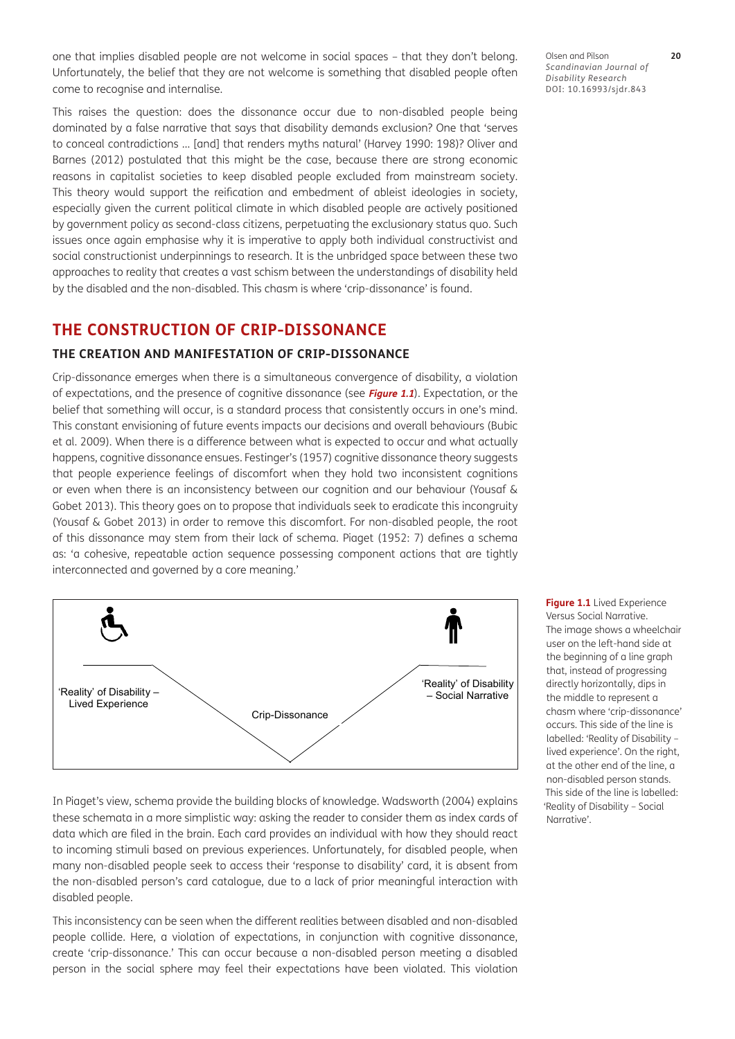one that implies disabled people are not welcome in social spaces – that they don't belong. Unfortunately, the belief that they are not welcome is something that disabled people often come to recognise and internalise.

This raises the question: does the dissonance occur due to non-disabled people being dominated by a false narrative that says that disability demands exclusion? One that 'serves to conceal contradictions … [and] that renders myths natural' (Harvey 1990: 198)? Oliver and Barnes (2012) postulated that this might be the case, because there are strong economic reasons in capitalist societies to keep disabled people excluded from mainstream society. This theory would support the reification and embedment of ableist ideologies in society, especially given the current political climate in which disabled people are actively positioned by government policy as second-class citizens, perpetuating the exclusionary status quo. Such issues once again emphasise why it is imperative to apply both individual constructivist and social constructionist underpinnings to research. It is the unbridged space between these two approaches to reality that creates a vast schism between the understandings of disability held by the disabled and the non-disabled. This chasm is where 'crip-dissonance' is found.

## THE CONSTRUCTION OF CRIP-DISSONANCE

### THE CREATION AND MANIFESTATION OF CRIP-DISSONANCE

Crip-dissonance emerges when there is a simultaneous convergence of disability, a violation of expectations, and the presence of cognitive dissonance (see ***Figure 1.1***). Expectation, or the belief that something will occur, is a standard process that consistently occurs in one's mind. This constant envisioning of future events impacts our decisions and overall behaviours (Bubic et al. 2009). When there is a difference between what is expected to occur and what actually happens, cognitive dissonance ensues. Festinger's (1957) cognitive dissonance theory suggests that people experience feelings of discomfort when they hold two inconsistent cognitions or even when there is an inconsistency between our cognition and our behaviour (Yousaf & Gobet 2013). This theory goes on to propose that individuals seek to eradicate this incongruity (Yousaf & Gobet 2013) in order to remove this discomfort. For non-disabled people, the root of this dissonance may stem from their lack of schema. Piaget (1952: 7) defines a schema as: 'a cohesive, repeatable action sequence possessing component actions that are tightly interconnected and governed by a core meaning.'

'Reality' of Disability – Lived Experience | Crip-Dissonance | 'Reality' of Disability – Social Narrative

**Figure 1.1** Lived Experience Versus Social Narrative. The image shows a wheelchair user on the left-hand side at the beginning of a line graph that, instead of progressing directly horizontally, dips in the middle to represent a chasm where 'crip-dissonance' occurs. This side of the line is labelled: 'Reality of Disability – lived experience'. On the right, at the other end of the line, a non-disabled person stands. This side of the line is labelled: 'Reality of Disability – Social Narrative'.

In Piaget's view, schema provide the building blocks of knowledge. Wadsworth (2004) explains these schemata in a more simplistic way: asking the reader to consider them as index cards of data which are filed in the brain. Each card provides an individual with how they should react to incoming stimuli based on previous experiences. Unfortunately, for disabled people, when many non-disabled people seek to access their 'response to disability' card, it is absent from the non-disabled person's card catalogue, due to a lack of prior meaningful interaction with disabled people.

This inconsistency can be seen when the different realities between disabled and non-disabled people collide. Here, a violation of expectations, in conjunction with cognitive dissonance, create 'crip-dissonance.' This can occur because a non-disabled person meeting a disabled person in the social sphere may feel their expectations have been violated. This violation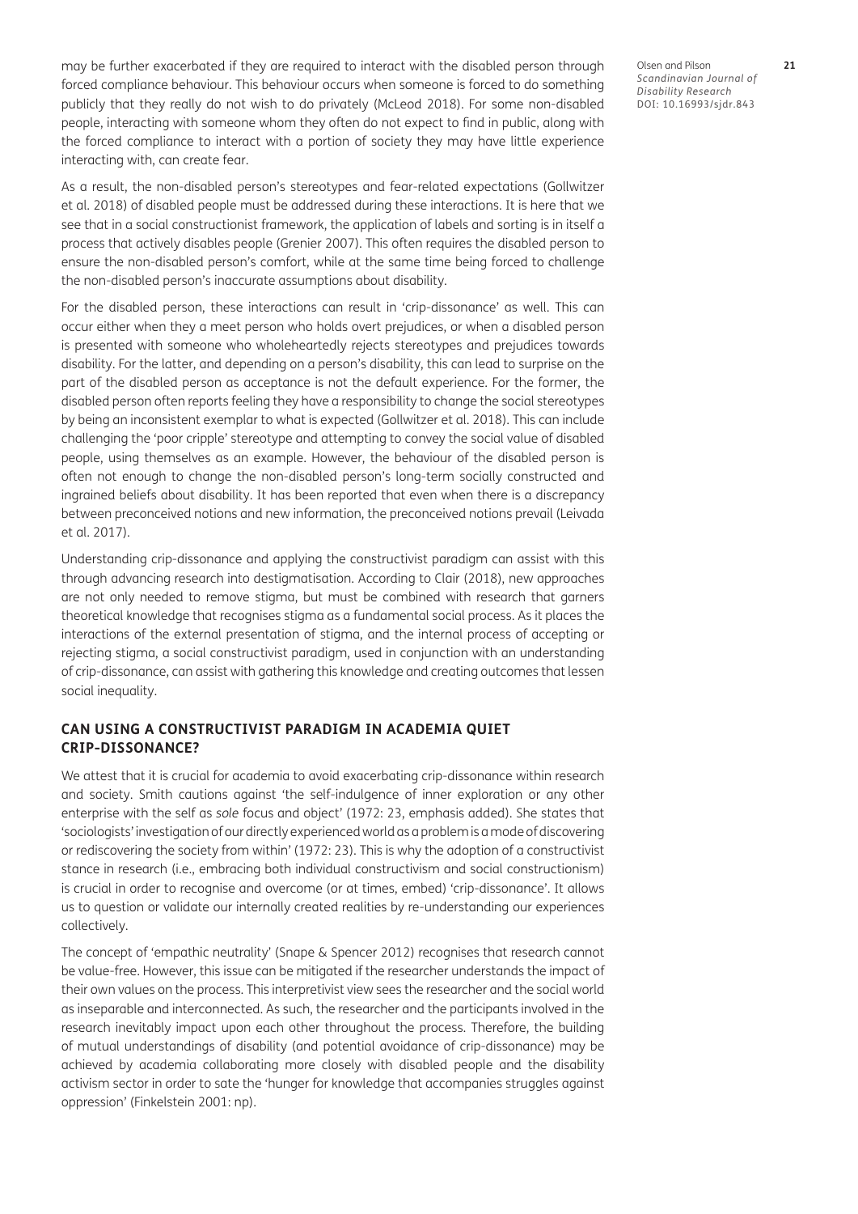may be further exacerbated if they are required to interact with the disabled person through forced compliance behaviour. This behaviour occurs when someone is forced to do something publicly that they really do not wish to do privately (McLeod 2018). For some non-disabled people, interacting with someone whom they often do not expect to find in public, along with the forced compliance to interact with a portion of society they may have little experience interacting with, can create fear.

As a result, the non-disabled person's stereotypes and fear-related expectations (Gollwitzer et al. 2018) of disabled people must be addressed during these interactions. It is here that we see that in a social constructionist framework, the application of labels and sorting is in itself a process that actively disables people (Grenier 2007). This often requires the disabled person to ensure the non-disabled person's comfort, while at the same time being forced to challenge the non-disabled person's inaccurate assumptions about disability.

For the disabled person, these interactions can result in 'crip-dissonance' as well. This can occur either when they a meet person who holds overt prejudices, or when a disabled person is presented with someone who wholeheartedly rejects stereotypes and prejudices towards disability. For the latter, and depending on a person's disability, this can lead to surprise on the part of the disabled person as acceptance is not the default experience. For the former, the disabled person often reports feeling they have a responsibility to change the social stereotypes by being an inconsistent exemplar to what is expected (Gollwitzer et al. 2018). This can include challenging the 'poor cripple' stereotype and attempting to convey the social value of disabled people, using themselves as an example. However, the behaviour of the disabled person is often not enough to change the non-disabled person's long-term socially constructed and ingrained beliefs about disability. It has been reported that even when there is a discrepancy between preconceived notions and new information, the preconceived notions prevail (Leivada et al. 2017).

Understanding crip-dissonance and applying the constructivist paradigm can assist with this through advancing research into destigmatisation. According to Clair (2018), new approaches are not only needed to remove stigma, but must be combined with research that garners theoretical knowledge that recognises stigma as a fundamental social process. As it places the interactions of the external presentation of stigma, and the internal process of accepting or rejecting stigma, a social constructivist paradigm, used in conjunction with an understanding of crip-dissonance, can assist with gathering this knowledge and creating outcomes that lessen social inequality.

## CAN USING A CONSTRUCTIVIST PARADIGM IN ACADEMIA QUIET CRIP-DISSONANCE?

We attest that it is crucial for academia to avoid exacerbating crip-dissonance within research and society. Smith cautions against 'the self-indulgence of inner exploration or any other enterprise with the self as *sole* focus and object' (1972: 23, emphasis added). She states that 'sociologists' investigation of our directly experienced world as a problem is a mode of discovering or rediscovering the society from within' (1972: 23). This is why the adoption of a constructivist stance in research (i.e., embracing both individual constructivism and social constructionism) is crucial in order to recognise and overcome (or at times, embed) 'crip-dissonance'. It allows us to question or validate our internally created realities by re-understanding our experiences collectively.

The concept of 'empathic neutrality' (Snape & Spencer 2012) recognises that research cannot be value-free. However, this issue can be mitigated if the researcher understands the impact of their own values on the process. This interpretivist view sees the researcher and the social world as inseparable and interconnected. As such, the researcher and the participants involved in the research inevitably impact upon each other throughout the process. Therefore, the building of mutual understandings of disability (and potential avoidance of crip-dissonance) may be achieved by academia collaborating more closely with disabled people and the disability activism sector in order to sate the 'hunger for knowledge that accompanies struggles against oppression' (Finkelstein 2001: np).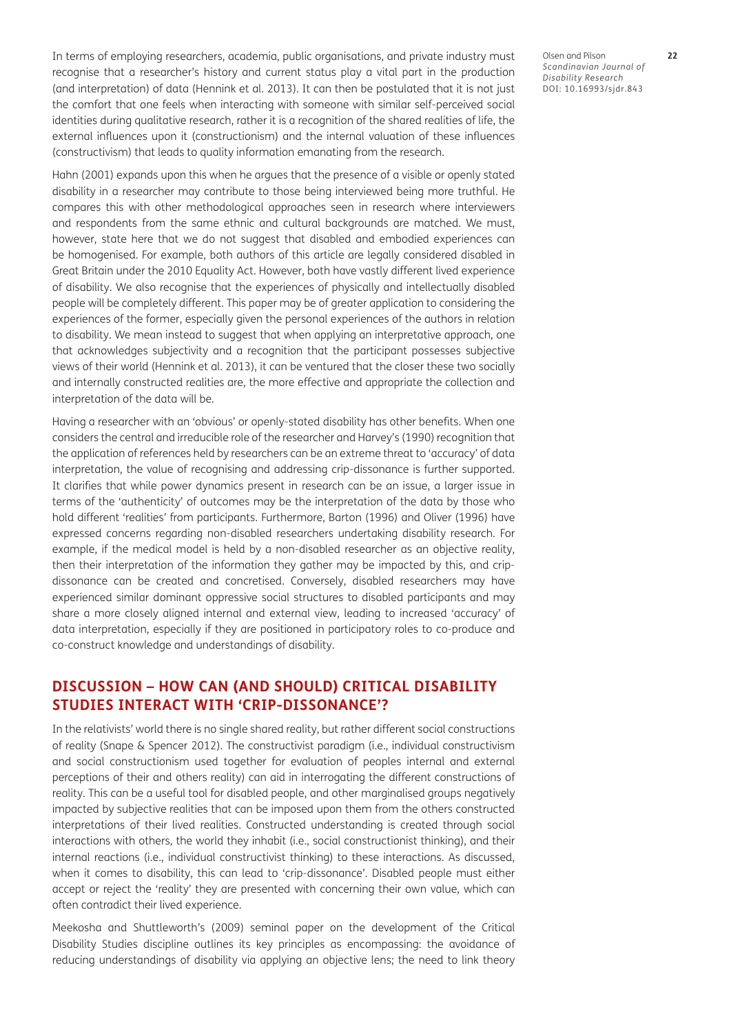In terms of employing researchers, academia, public organisations, and private industry must recognise that a researcher's history and current status play a vital part in the production (and interpretation) of data (Hennink et al. 2013). It can then be postulated that it is not just the comfort that one feels when interacting with someone with similar self-perceived social identities during qualitative research, rather it is a recognition of the shared realities of life, the external influences upon it (constructionism) and the internal valuation of these influences (constructivism) that leads to quality information emanating from the research.

Hahn (2001) expands upon this when he argues that the presence of a visible or openly stated disability in a researcher may contribute to those being interviewed being more truthful. He compares this with other methodological approaches seen in research where interviewers and respondents from the same ethnic and cultural backgrounds are matched. We must, however, state here that we do not suggest that disabled and embodied experiences can be homogenised. For example, both authors of this article are legally considered disabled in Great Britain under the 2010 Equality Act. However, both have vastly different lived experience of disability. We also recognise that the experiences of physically and intellectually disabled people will be completely different. This paper may be of greater application to considering the experiences of the former, especially given the personal experiences of the authors in relation to disability. We mean instead to suggest that when applying an interpretative approach, one that acknowledges subjectivity and a recognition that the participant possesses subjective views of their world (Hennink et al. 2013), it can be ventured that the closer these two socially and internally constructed realities are, the more effective and appropriate the collection and interpretation of the data will be.

Having a researcher with an 'obvious' or openly-stated disability has other benefits. When one considers the central and irreducible role of the researcher and Harvey's (1990) recognition that the application of references held by researchers can be an extreme threat to 'accuracy' of data interpretation, the value of recognising and addressing crip-dissonance is further supported. It clarifies that while power dynamics present in research can be an issue, a larger issue in terms of the 'authenticity' of outcomes may be the interpretation of the data by those who hold different 'realities' from participants. Furthermore, Barton (1996) and Oliver (1996) have expressed concerns regarding non-disabled researchers undertaking disability research. For example, if the medical model is held by a non-disabled researcher as an objective reality, then their interpretation of the information they gather may be impacted by this, and crip-dissonance can be created and concretised. Conversely, disabled researchers may have experienced similar dominant oppressive social structures to disabled participants and may share a more closely aligned internal and external view, leading to increased 'accuracy' of data interpretation, especially if they are positioned in participatory roles to co-produce and co-construct knowledge and understandings of disability.

## DISCUSSION – HOW CAN (AND SHOULD) CRITICAL DISABILITY STUDIES INTERACT WITH 'CRIP-DISSONANCE'?

In the relativists' world there is no single shared reality, but rather different social constructions of reality (Snape & Spencer 2012). The constructivist paradigm (i.e., individual constructivism and social constructionism used together for evaluation of peoples internal and external perceptions of their and others reality) can aid in interrogating the different constructions of reality. This can be a useful tool for disabled people, and other marginalised groups negatively impacted by subjective realities that can be imposed upon them from the others constructed interpretations of their lived realities. Constructed understanding is created through social interactions with others, the world they inhabit (i.e., social constructionist thinking), and their internal reactions (i.e., individual constructivist thinking) to these interactions. As discussed, when it comes to disability, this can lead to 'crip-dissonance'. Disabled people must either accept or reject the 'reality' they are presented with concerning their own value, which can often contradict their lived experience.

Meekosha and Shuttleworth's (2009) seminal paper on the development of the Critical Disability Studies discipline outlines its key principles as encompassing: the avoidance of reducing understandings of disability via applying an objective lens; the need to link theory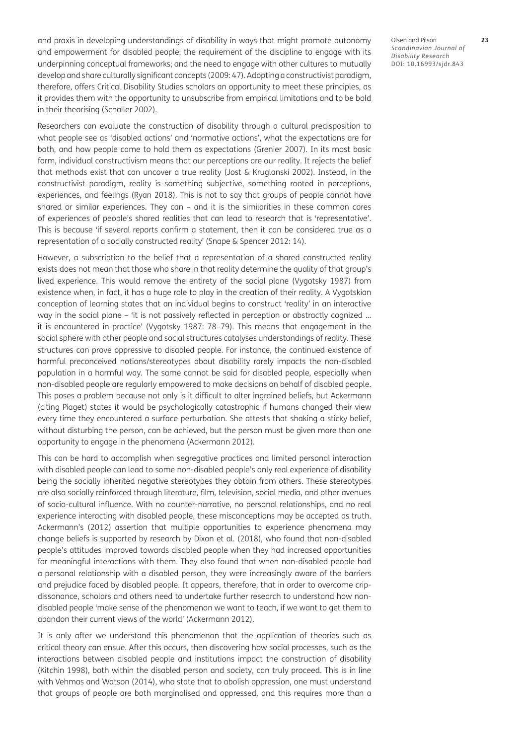and praxis in developing understandings of disability in ways that might promote autonomy and empowerment for disabled people; the requirement of the discipline to engage with its underpinning conceptual frameworks; and the need to engage with other cultures to mutually develop and share culturally significant concepts (2009: 47). Adopting a constructivist paradigm, therefore, offers Critical Disability Studies scholars an opportunity to meet these principles, as it provides them with the opportunity to unsubscribe from empirical limitations and to be bold in their theorising (Schaller 2002).

Researchers can evaluate the construction of disability through a cultural predisposition to what people see as 'disabled actions' and 'normative actions', what the expectations are for both, and how people came to hold them as expectations (Grenier 2007). In its most basic form, individual constructivism means that our perceptions are our reality. It rejects the belief that methods exist that can uncover a true reality (Jost & Kruglanski 2002). Instead, in the constructivist paradigm, reality is something subjective, something rooted in perceptions, experiences, and feelings (Ryan 2018). This is not to say that groups of people cannot have shared or similar experiences. They can – and it is the similarities in these common cores of experiences of people's shared realities that can lead to research that is 'representative'. This is because 'if several reports confirm a statement, then it can be considered true as a representation of a socially constructed reality' (Snape & Spencer 2012: 14).

However, a subscription to the belief that a representation of a shared constructed reality exists does not mean that those who share in that reality determine the quality of that group's lived experience. This would remove the entirety of the social plane (Vygotsky 1987) from existence when, in fact, it has a huge role to play in the creation of their reality. A Vygotskian conception of learning states that an individual begins to construct 'reality' in an interactive way in the social plane – 'it is not passively reflected in perception or abstractly cognized … it is encountered in practice' (Vygotsky 1987: 78–79). This means that engagement in the social sphere with other people and social structures catalyses understandings of reality. These structures can prove oppressive to disabled people. For instance, the continued existence of harmful preconceived notions/stereotypes about disability rarely impacts the non-disabled population in a harmful way. The same cannot be said for disabled people, especially when non-disabled people are regularly empowered to make decisions on behalf of disabled people. This poses a problem because not only is it difficult to alter ingrained beliefs, but Ackermann (citing Piaget) states it would be psychologically catastrophic if humans changed their view every time they encountered a surface perturbation. She attests that shaking a sticky belief, without disturbing the person, can be achieved, but the person must be given more than one opportunity to engage in the phenomena (Ackermann 2012).

This can be hard to accomplish when segregative practices and limited personal interaction with disabled people can lead to some non-disabled people's only real experience of disability being the socially inherited negative stereotypes they obtain from others. These stereotypes are also socially reinforced through literature, film, television, social media, and other avenues of socio-cultural influence. With no counter-narrative, no personal relationships, and no real experience interacting with disabled people, these misconceptions may be accepted as truth. Ackermann's (2012) assertion that multiple opportunities to experience phenomena may change beliefs is supported by research by Dixon et al. (2018), who found that non-disabled people's attitudes improved towards disabled people when they had increased opportunities for meaningful interactions with them. They also found that when non-disabled people had a personal relationship with a disabled person, they were increasingly aware of the barriers and prejudice faced by disabled people. It appears, therefore, that in order to overcome crip-dissonance, scholars and others need to undertake further research to understand how non-disabled people 'make sense of the phenomenon we want to teach, if we want to get them to abandon their current views of the world' (Ackermann 2012).

It is only after we understand this phenomenon that the application of theories such as critical theory can ensue. After this occurs, then discovering how social processes, such as the interactions between disabled people and institutions impact the construction of disability (Kitchin 1998), both within the disabled person and society, can truly proceed. This is in line with Vehmas and Watson (2014), who state that to abolish oppression, one must understand that groups of people are both marginalised and oppressed, and this requires more than a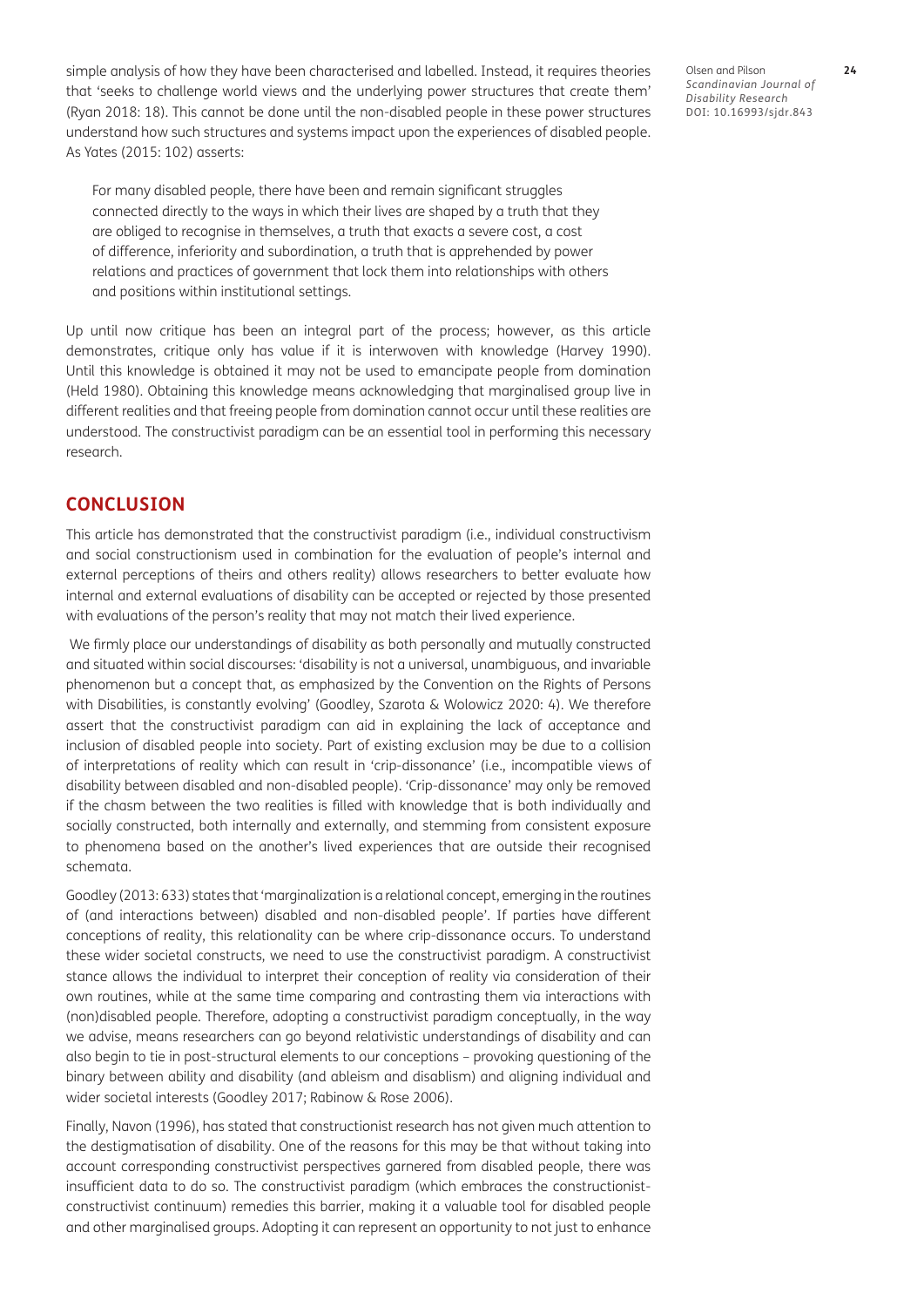simple analysis of how they have been characterised and labelled. Instead, it requires theories that 'seeks to challenge world views and the underlying power structures that create them' (Ryan 2018: 18). This cannot be done until the non-disabled people in these power structures understand how such structures and systems impact upon the experiences of disabled people. As Yates (2015: 102) asserts:

> For many disabled people, there have been and remain significant struggles connected directly to the ways in which their lives are shaped by a truth that they are obliged to recognise in themselves, a truth that exacts a severe cost, a cost of difference, inferiority and subordination, a truth that is apprehended by power relations and practices of government that lock them into relationships with others and positions within institutional settings.

Up until now critique has been an integral part of the process; however, as this article demonstrates, critique only has value if it is interwoven with knowledge (Harvey 1990). Until this knowledge is obtained it may not be used to emancipate people from domination (Held 1980). Obtaining this knowledge means acknowledging that marginalised group live in different realities and that freeing people from domination cannot occur until these realities are understood. The constructivist paradigm can be an essential tool in performing this necessary research.

## CONCLUSION

This article has demonstrated that the constructivist paradigm (i.e., individual constructivism and social constructionism used in combination for the evaluation of people's internal and external perceptions of theirs and others reality) allows researchers to better evaluate how internal and external evaluations of disability can be accepted or rejected by those presented with evaluations of the person's reality that may not match their lived experience.

We firmly place our understandings of disability as both personally and mutually constructed and situated within social discourses: 'disability is not a universal, unambiguous, and invariable phenomenon but a concept that, as emphasized by the Convention on the Rights of Persons with Disabilities, is constantly evolving' (Goodley, Szarota & Wolowicz 2020: 4). We therefore assert that the constructivist paradigm can aid in explaining the lack of acceptance and inclusion of disabled people into society. Part of existing exclusion may be due to a collision of interpretations of reality which can result in 'crip-dissonance' (i.e., incompatible views of disability between disabled and non-disabled people). 'Crip-dissonance' may only be removed if the chasm between the two realities is filled with knowledge that is both individually and socially constructed, both internally and externally, and stemming from consistent exposure to phenomena based on the another's lived experiences that are outside their recognised schemata.

Goodley (2013: 633) states that 'marginalization is a relational concept, emerging in the routines of (and interactions between) disabled and non-disabled people'. If parties have different conceptions of reality, this relationality can be where crip-dissonance occurs. To understand these wider societal constructs, we need to use the constructivist paradigm. A constructivist stance allows the individual to interpret their conception of reality via consideration of their own routines, while at the same time comparing and contrasting them via interactions with (non)disabled people. Therefore, adopting a constructivist paradigm conceptually, in the way we advise, means researchers can go beyond relativistic understandings of disability and can also begin to tie in post-structural elements to our conceptions – provoking questioning of the binary between ability and disability (and ableism and disablism) and aligning individual and wider societal interests (Goodley 2017; Rabinow & Rose 2006).

Finally, Navon (1996), has stated that constructionist research has not given much attention to the destigmatisation of disability. One of the reasons for this may be that without taking into account corresponding constructivist perspectives garnered from disabled people, there was insufficient data to do so. The constructivist paradigm (which embraces the constructionist-constructivist continuum) remedies this barrier, making it a valuable tool for disabled people and other marginalised groups. Adopting it can represent an opportunity to not just to enhance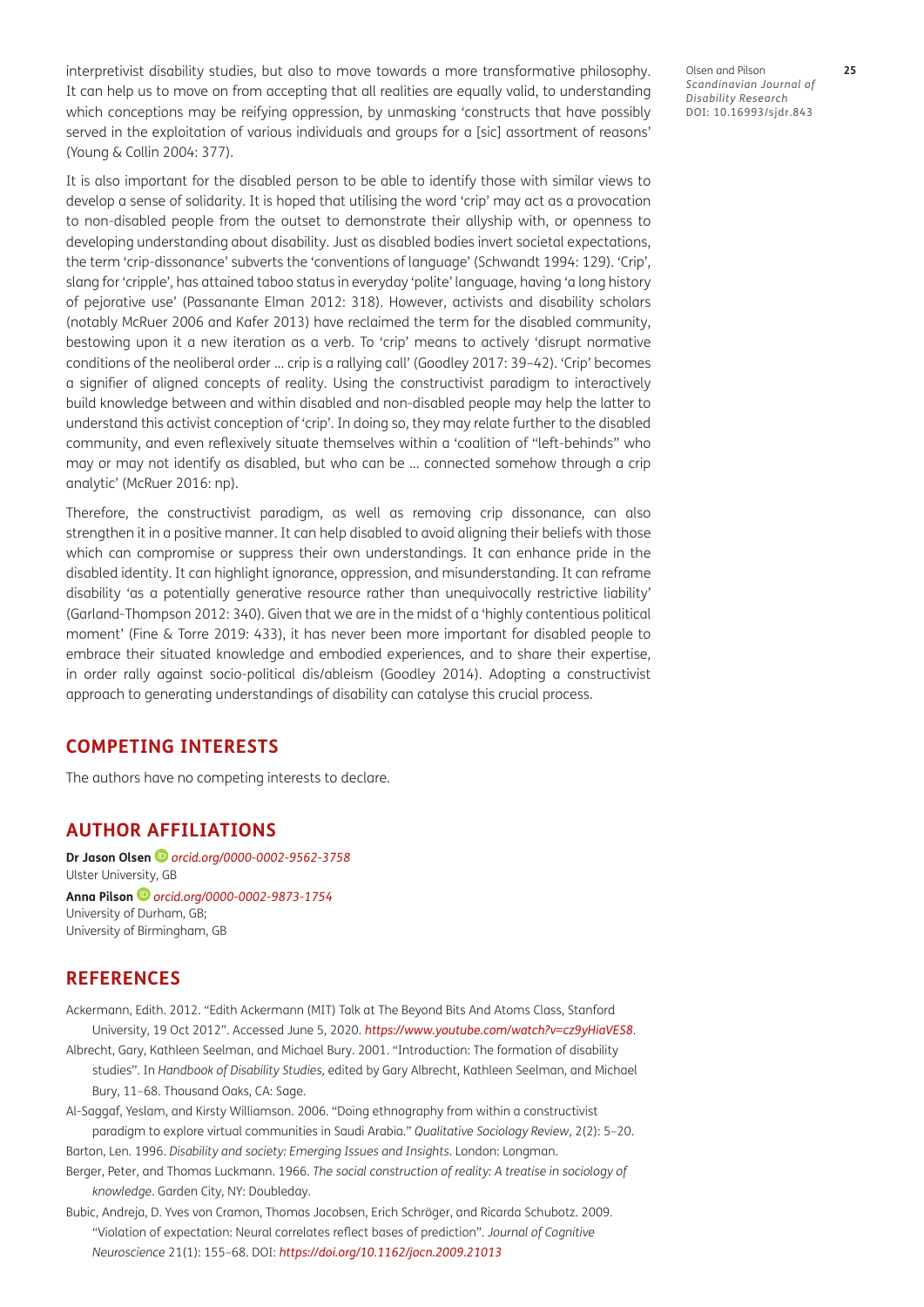interpretivist disability studies, but also to move towards a more transformative philosophy. It can help us to move on from accepting that all realities are equally valid, to understanding which conceptions may be reifying oppression, by unmasking 'constructs that have possibly served in the exploitation of various individuals and groups for a [sic] assortment of reasons' (Young & Collin 2004: 377).

It is also important for the disabled person to be able to identify those with similar views to develop a sense of solidarity. It is hoped that utilising the word 'crip' may act as a provocation to non-disabled people from the outset to demonstrate their allyship with, or openness to developing understanding about disability. Just as disabled bodies invert societal expectations, the term 'crip-dissonance' subverts the 'conventions of language' (Schwandt 1994: 129). 'Crip', slang for 'cripple', has attained taboo status in everyday 'polite' language, having 'a long history of pejorative use' (Passanante Elman 2012: 318). However, activists and disability scholars (notably McRuer 2006 and Kafer 2013) have reclaimed the term for the disabled community, bestowing upon it a new iteration as a verb. To 'crip' means to actively 'disrupt normative conditions of the neoliberal order … crip is a rallying call' (Goodley 2017: 39–42). 'Crip' becomes a signifier of aligned concepts of reality. Using the constructivist paradigm to interactively build knowledge between and within disabled and non-disabled people may help the latter to understand this activist conception of 'crip'. In doing so, they may relate further to the disabled community, and even reflexively situate themselves within a 'coalition of "left-behinds" who may or may not identify as disabled, but who can be … connected somehow through a crip analytic' (McRuer 2016: np).

Therefore, the constructivist paradigm, as well as removing crip dissonance, can also strengthen it in a positive manner. It can help disabled to avoid aligning their beliefs with those which can compromise or suppress their own understandings. It can enhance pride in the disabled identity. It can highlight ignorance, oppression, and misunderstanding. It can reframe disability 'as a potentially generative resource rather than unequivocally restrictive liability' (Garland-Thompson 2012: 340). Given that we are in the midst of a 'highly contentious political moment' (Fine & Torre 2019: 433), it has never been more important for disabled people to embrace their situated knowledge and embodied experiences, and to share their expertise, in order rally against socio-political dis/ableism (Goodley 2014). Adopting a constructivist approach to generating understandings of disability can catalyse this crucial process.

## COMPETING INTERESTS

The authors have no competing interests to declare.

## AUTHOR AFFILIATIONS

**Dr Jason Olsen** *orcid.org/0000-0002-9562-3758*
Ulster University, GB

**Anna Pilson** *orcid.org/0000-0002-9873-1754*
University of Durham, GB;
University of Birmingham, GB

## REFERENCES

Ackermann, Edith. 2012. "Edith Ackermann (MIT) Talk at The Beyond Bits And Atoms Class, Stanford University, 19 Oct 2012". Accessed June 5, 2020. *https://www.youtube.com/watch?v=cz9yHiaVES8*.

Albrecht, Gary, Kathleen Seelman, and Michael Bury. 2001. "Introduction: The formation of disability studies". In *Handbook of Disability Studies*, edited by Gary Albrecht, Kathleen Seelman, and Michael Bury, 11–68. Thousand Oaks, CA: Sage.

Al-Saggaf, Yeslam, and Kirsty Williamson. 2006. "Doing ethnography from within a constructivist paradigm to explore virtual communities in Saudi Arabia." *Qualitative Sociology Review*, 2(2): 5–20.

Barton, Len. 1996. *Disability and society: Emerging Issues and Insights*. London: Longman.

Berger, Peter, and Thomas Luckmann. 1966. *The social construction of reality: A treatise in sociology of knowledge*. Garden City, NY: Doubleday.

Bubic, Andreja, D. Yves von Cramon, Thomas Jacobsen, Erich Schröger, and Ricarda Schubotz. 2009. "Violation of expectation: Neural correlates reflect bases of prediction". *Journal of Cognitive Neuroscience* 21(1): 155–68. DOI: *https://doi.org/10.1162/jocn.2009.21013*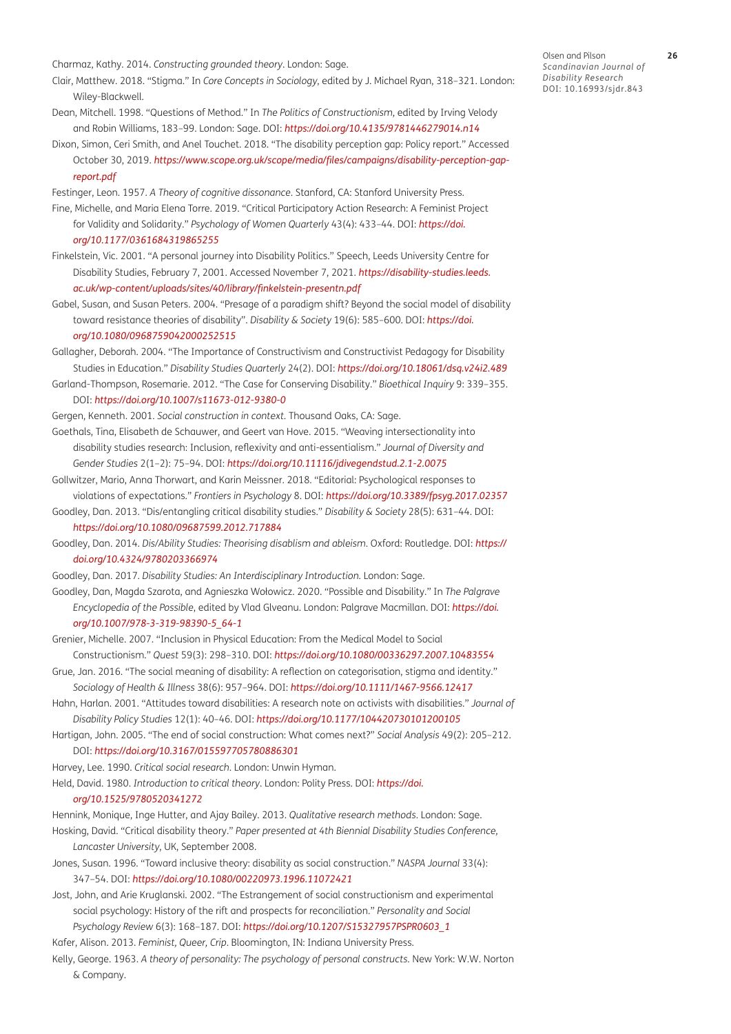Charmaz, Kathy. 2014. *Constructing grounded theory*. London: Sage.

Clair, Matthew. 2018. "Stigma." In *Core Concepts in Sociology*, edited by J. Michael Ryan, 318–321. London: Wiley-Blackwell.

Dean, Mitchell. 1998. "Questions of Method." In *The Politics of Constructionism*, edited by Irving Velody and Robin Williams, 183–99. London: Sage. DOI: *https://doi.org/10.4135/9781446279014.n14*

Dixon, Simon, Ceri Smith, and Anel Touchet. 2018. "The disability perception gap: Policy report." Accessed October 30, 2019. *https://www.scope.org.uk/scope/media/files/campaigns/disability-perception-gap-report.pdf*

Festinger, Leon. 1957. *A Theory of cognitive dissonance*. Stanford, CA: Stanford University Press.

Fine, Michelle, and Maria Elena Torre. 2019. "Critical Participatory Action Research: A Feminist Project for Validity and Solidarity." *Psychology of Women Quarterly* 43(4): 433–44. DOI: *https://doi.org/10.1177/0361684319865255*

Finkelstein, Vic. 2001. "A personal journey into Disability Politics." Speech, Leeds University Centre for Disability Studies, February 7, 2001. Accessed November 7, 2021. *https://disability-studies.leeds.ac.uk/wp-content/uploads/sites/40/library/finkelstein-presentn.pdf*

Gabel, Susan, and Susan Peters. 2004. "Presage of a paradigm shift? Beyond the social model of disability toward resistance theories of disability". *Disability & Society* 19(6): 585–600. DOI: *https://doi.org/10.1080/0968759042000252515*

Gallagher, Deborah. 2004. "The Importance of Constructivism and Constructivist Pedagogy for Disability Studies in Education." *Disability Studies Quarterly* 24(2). DOI: *https://doi.org/10.18061/dsq.v24i2.489*

Garland-Thompson, Rosemarie. 2012. "The Case for Conserving Disability." *Bioethical Inquiry* 9: 339–355. DOI: *https://doi.org/10.1007/s11673-012-9380-0*

Gergen, Kenneth. 2001. *Social construction in context*. Thousand Oaks, CA: Sage.

Goethals, Tina, Elisabeth de Schauwer, and Geert van Hove. 2015. "Weaving intersectionality into disability studies research: Inclusion, reflexivity and anti-essentialism." *Journal of Diversity and Gender Studies* 2(1–2): 75–94. DOI: *https://doi.org/10.11116/jdivegendstud.2.1-2.0075*

Gollwitzer, Mario, Anna Thorwart, and Karin Meissner. 2018. "Editorial: Psychological responses to violations of expectations." *Frontiers in Psychology* 8. DOI: *https://doi.org/10.3389/fpsyg.2017.02357*

Goodley, Dan. 2013. "Dis/entangling critical disability studies." *Disability & Society* 28(5): 631–44. DOI: *https://doi.org/10.1080/09687599.2012.717884*

Goodley, Dan. 2014. *Dis/Ability Studies: Theorising disablism and ableism*. Oxford: Routledge. DOI: *https://doi.org/10.4324/9780203366974*

Goodley, Dan. 2017. *Disability Studies: An Interdisciplinary Introduction*. London: Sage.

Goodley, Dan, Magda Szarota, and Agnieszka Wołowicz. 2020. "Possible and Disability." In *The Palgrave Encyclopedia of the Possible*, edited by Vlad Glveanu. London: Palgrave Macmillan. DOI: *https://doi.org/10.1007/978-3-319-98390-5_64-1*

Grenier, Michelle. 2007. "Inclusion in Physical Education: From the Medical Model to Social Constructionism." *Quest* 59(3): 298–310. DOI: *https://doi.org/10.1080/00336297.2007.10483554*

Grue, Jan. 2016. "The social meaning of disability: A reflection on categorisation, stigma and identity." *Sociology of Health & Illness* 38(6): 957–964. DOI: *https://doi.org/10.1111/1467-9566.12417*

Hahn, Harlan. 2001. "Attitudes toward disabilities: A research note on activists with disabilities." *Journal of Disability Policy Studies* 12(1): 40–46. DOI: *https://doi.org/10.1177/104420730101200105*

Hartigan, John. 2005. "The end of social construction: What comes next?" *Social Analysis* 49(2): 205–212. DOI: *https://doi.org/10.3167/015597705780886301*

Harvey, Lee. 1990. *Critical social research*. London: Unwin Hyman.

Held, David. 1980. *Introduction to critical theory*. London: Polity Press. DOI: *https://doi.org/10.1525/9780520341272*

Hennink, Monique, Inge Hutter, and Ajay Bailey. 2013. *Qualitative research methods*. London: Sage.

Hosking, David. "Critical disability theory." *Paper presented at 4th Biennial Disability Studies Conference, Lancaster University*, UK, September 2008.

Jones, Susan. 1996. "Toward inclusive theory: disability as social construction." *NASPA Journal* 33(4): 347–54. DOI: *https://doi.org/10.1080/00220973.1996.11072421*

Jost, John, and Arie Kruglanski. 2002. "The Estrangement of social constructionism and experimental social psychology: History of the rift and prospects for reconciliation." *Personality and Social Psychology Review* 6(3): 168–187. DOI: *https://doi.org/10.1207/S15327957PSPR0603_1*

Kafer, Alison. 2013. *Feminist, Queer, Crip*. Bloomington, IN: Indiana University Press.

Kelly, George. 1963. *A theory of personality: The psychology of personal constructs*. New York: W.W. Norton & Company.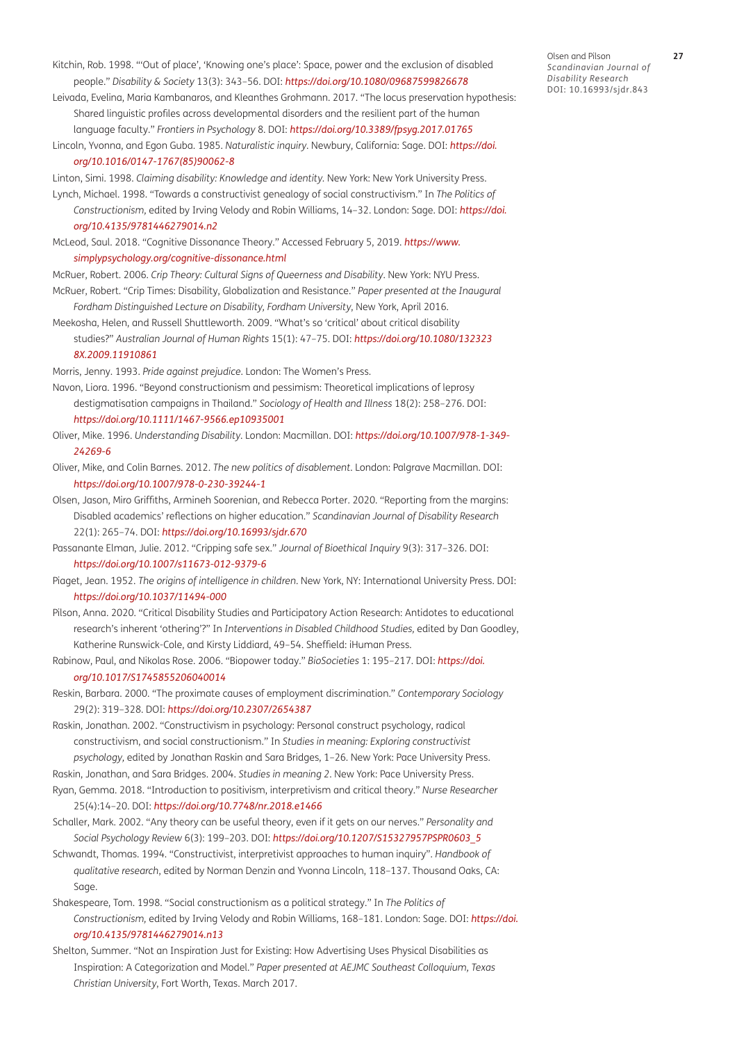Kitchin, Rob. 1998. "'Out of place', 'Knowing one's place': Space, power and the exclusion of disabled people." *Disability & Society* 13(3): 343–56. DOI: *https://doi.org/10.1080/09687599826678*

Leivada, Evelina, Maria Kambanaros, and Kleanthes Grohmann. 2017. "The locus preservation hypothesis: Shared linguistic profiles across developmental disorders and the resilient part of the human language faculty." *Frontiers in Psychology* 8. DOI: *https://doi.org/10.3389/fpsyg.2017.01765*

Lincoln, Yvonna, and Egon Guba. 1985. *Naturalistic inquiry*. Newbury, California: Sage. DOI: *https://doi.org/10.1016/0147-1767(85)90062-8*

Linton, Simi. 1998. *Claiming disability: Knowledge and identity*. New York: New York University Press.

Lynch, Michael. 1998. "Towards a constructivist genealogy of social constructivism." In *The Politics of Constructionism*, edited by Irving Velody and Robin Williams, 14–32. London: Sage. DOI: *https://doi.org/10.4135/9781446279014.n2*

McLeod, Saul. 2018. "Cognitive Dissonance Theory." Accessed February 5, 2019. *https://www.simplypsychology.org/cognitive-dissonance.html*

McRuer, Robert. 2006. *Crip Theory: Cultural Signs of Queerness and Disability*. New York: NYU Press.

McRuer, Robert. "Crip Times: Disability, Globalization and Resistance." *Paper presented at the Inaugural Fordham Distinguished Lecture on Disability, Fordham University*, New York, April 2016.

Meekosha, Helen, and Russell Shuttleworth. 2009. "What's so 'critical' about critical disability studies?" *Australian Journal of Human Rights* 15(1): 47–75. DOI: *https://doi.org/10.1080/1323238X.2009.11910861*

Morris, Jenny. 1993. *Pride against prejudice*. London: The Women's Press.

Navon, Liora. 1996. "Beyond constructionism and pessimism: Theoretical implications of leprosy destigmatisation campaigns in Thailand." *Sociology of Health and Illness* 18(2): 258–276. DOI: *https://doi.org/10.1111/1467-9566.ep10935001*

Oliver, Mike. 1996. *Understanding Disability*. London: Macmillan. DOI: *https://doi.org/10.1007/978-1-349-24269-6*

Oliver, Mike, and Colin Barnes. 2012. *The new politics of disablement*. London: Palgrave Macmillan. DOI: *https://doi.org/10.1007/978-0-230-39244-1*

Olsen, Jason, Miro Griffiths, Armineh Soorenian, and Rebecca Porter. 2020. "Reporting from the margins: Disabled academics' reflections on higher education." *Scandinavian Journal of Disability Research* 22(1): 265–74. DOI: *https://doi.org/10.16993/sjdr.670*

Passanante Elman, Julie. 2012. "Cripping safe sex." *Journal of Bioethical Inquiry* 9(3): 317–326. DOI: *https://doi.org/10.1007/s11673-012-9379-6*

Piaget, Jean. 1952. *The origins of intelligence in children*. New York, NY: International University Press. DOI: *https://doi.org/10.1037/11494-000*

Pilson, Anna. 2020. "Critical Disability Studies and Participatory Action Research: Antidotes to educational research's inherent 'othering'?" In *Interventions in Disabled Childhood Studies*, edited by Dan Goodley, Katherine Runswick-Cole, and Kirsty Liddiard, 49–54. Sheffield: iHuman Press.

Rabinow, Paul, and Nikolas Rose. 2006. "Biopower today." *BioSocieties* 1: 195–217. DOI: *https://doi.org/10.1017/S1745855206040014*

Reskin, Barbara. 2000. "The proximate causes of employment discrimination." *Contemporary Sociology* 29(2): 319–328. DOI: *https://doi.org/10.2307/2654387*

Raskin, Jonathan. 2002. "Constructivism in psychology: Personal construct psychology, radical constructivism, and social constructionism." In *Studies in meaning: Exploring constructivist psychology*, edited by Jonathan Raskin and Sara Bridges, 1–26. New York: Pace University Press.

Raskin, Jonathan, and Sara Bridges. 2004. *Studies in meaning 2*. New York: Pace University Press.

Ryan, Gemma. 2018. "Introduction to positivism, interpretivism and critical theory." *Nurse Researcher* 25(4):14–20. DOI: *https://doi.org/10.7748/nr.2018.e1466*

Schaller, Mark. 2002. "Any theory can be useful theory, even if it gets on our nerves." *Personality and Social Psychology Review* 6(3): 199–203. DOI: *https://doi.org/10.1207/S15327957PSPR0603_5*

Schwandt, Thomas. 1994. "Constructivist, interpretivist approaches to human inquiry". *Handbook of qualitative research*, edited by Norman Denzin and Yvonna Lincoln, 118–137. Thousand Oaks, CA: Sage.

Shakespeare, Tom. 1998. "Social constructionism as a political strategy." In *The Politics of Constructionism*, edited by Irving Velody and Robin Williams, 168–181. London: Sage. DOI: *https://doi.org/10.4135/9781446279014.n13*

Shelton, Summer. "Not an Inspiration Just for Existing: How Advertising Uses Physical Disabilities as Inspiration: A Categorization and Model." *Paper presented at AEJMC Southeast Colloquium, Texas Christian University*, Fort Worth, Texas. March 2017.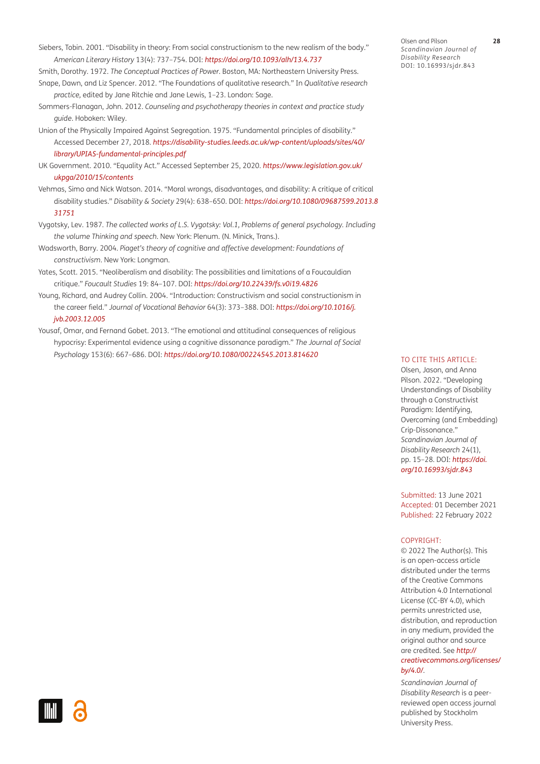Siebers, Tobin. 2001. "Disability in theory: From social constructionism to the new realism of the body." *American Literary History* 13(4): 737–754. DOI: *https://doi.org/10.1093/alh/13.4.737*

Smith, Dorothy. 1972. *The Conceptual Practices of Power*. Boston, MA: Northeastern University Press.

Snape, Dawn, and Liz Spencer. 2012. "The Foundations of qualitative research." In *Qualitative research practice*, edited by Jane Ritchie and Jane Lewis, 1–23. London: Sage.

Sommers-Flanagan, John. 2012. *Counseling and psychotherapy theories in context and practice study guide*. Hoboken: Wiley.

Union of the Physically Impaired Against Segregation. 1975. "Fundamental principles of disability." Accessed December 27, 2018. *https://disability-studies.leeds.ac.uk/wp-content/uploads/sites/40/library/UPIAS-fundamental-principles.pdf*

UK Government. 2010. "Equality Act." Accessed September 25, 2020. *https://www.legislation.gov.uk/ukpga/2010/15/contents*

Vehmas, Simo and Nick Watson. 2014. "Moral wrongs, disadvantages, and disability: A critique of critical disability studies." *Disability & Society* 29(4): 638–650. DOI: *https://doi.org/10.1080/09687599.2013.831751*

Vygotsky, Lev. 1987. *The collected works of L.S. Vygotsky: Vol.1, Problems of general psychology. Including the volume Thinking and speech*. New York: Plenum. (N. Minick, Trans.).

Wadsworth, Barry. 2004. *Piaget's theory of cognitive and affective development: Foundations of constructivism*. New York: Longman.

Yates, Scott. 2015. "Neoliberalism and disability: The possibilities and limitations of a Foucauldian critique." *Foucault Studies* 19: 84–107. DOI: *https://doi.org/10.22439/fs.v0i19.4826*

Young, Richard, and Audrey Collin. 2004. "Introduction: Constructivism and social constructionism in the career field." *Journal of Vocational Behavior* 64(3): 373–388. DOI: *https://doi.org/10.1016/j.jvb.2003.12.005*

Yousaf, Omar, and Fernand Gobet. 2013. "The emotional and attitudinal consequences of religious hypocrisy: Experimental evidence using a cognitive dissonance paradigm." *The Journal of Social Psychology* 153(6): 667–686. DOI: *https://doi.org/10.1080/00224545.2013.814620*

TO CITE THIS ARTICLE:

Olsen, Jason, and Anna Pilson. 2022. "Developing Understandings of Disability through a Constructivist Paradigm: Identifying, Overcoming (and Embedding) Crip-Dissonance." *Scandinavian Journal of Disability Research* 24(1), pp. 15–28. DOI: *https://doi.org/10.16993/sjdr.843*

Submitted: 13 June 2021
Accepted: 01 December 2021
Published: 22 February 2022

COPYRIGHT:

© 2022 The Author(s). This is an open-access article distributed under the terms of the Creative Commons Attribution 4.0 International License (CC-BY 4.0), which permits unrestricted use, distribution, and reproduction in any medium, provided the original author and source are credited. See *http://creativecommons.org/licenses/by/4.0/*.

*Scandinavian Journal of Disability Research* is a peer-reviewed open access journal published by Stockholm University Press.